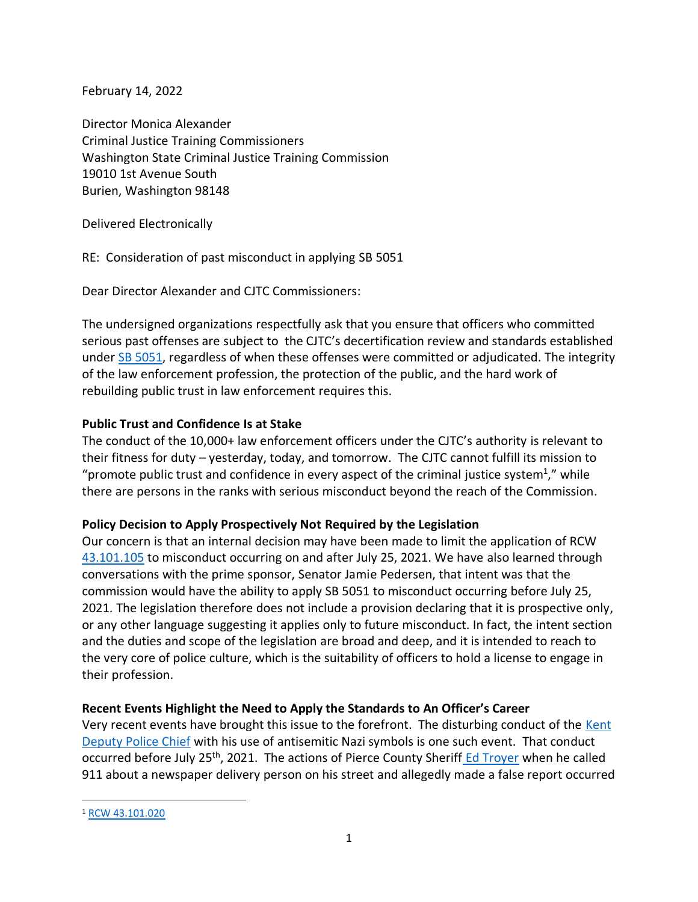February 14, 2022

Director Monica Alexander
Criminal Justice Training Commissioners
Washington State Criminal Justice Training Commission
19010 1st Avenue South
Burien, Washington 98148

Delivered Electronically

RE: Consideration of past misconduct in applying SB 5051

Dear Director Alexander and CJTC Commissioners:

The undersigned organizations respectfully ask that you ensure that officers who committed serious past offenses are subject to the CJTC's decertification review and standards established under SB 5051, regardless of when these offenses were committed or adjudicated. The integrity of the law enforcement profession, the protection of the public, and the hard work of rebuilding public trust in law enforcement requires this.

**Public Trust and Confidence Is at Stake**

The conduct of the 10,000+ law enforcement officers under the CJTC's authority is relevant to their fitness for duty – yesterday, today, and tomorrow. The CJTC cannot fulfill its mission to "promote public trust and confidence in every aspect of the criminal justice system[1]," while there are persons in the ranks with serious misconduct beyond the reach of the Commission.

**Policy Decision to Apply Prospectively Not Required by the Legislation**

Our concern is that an internal decision may have been made to limit the application of RCW 43.101.105 to misconduct occurring on and after July 25, 2021. We have also learned through conversations with the prime sponsor, Senator Jamie Pedersen, that intent was that the commission would have the ability to apply SB 5051 to misconduct occurring before July 25, 2021. The legislation therefore does not include a provision declaring that it is prospective only, or any other language suggesting it applies only to future misconduct. In fact, the intent section and the duties and scope of the legislation are broad and deep, and it is intended to reach to the very core of police culture, which is the suitability of officers to hold a license to engage in their profession.

**Recent Events Highlight the Need to Apply the Standards to An Officer's Career**

Very recent events have brought this issue to the forefront. The disturbing conduct of the Kent Deputy Police Chief with his use of antisemitic Nazi symbols is one such event. That conduct occurred before July 25th, 2021. The actions of Pierce County Sheriff Ed Troyer when he called 911 about a newspaper delivery person on his street and allegedly made a false report occurred

[1] RCW 43.101.020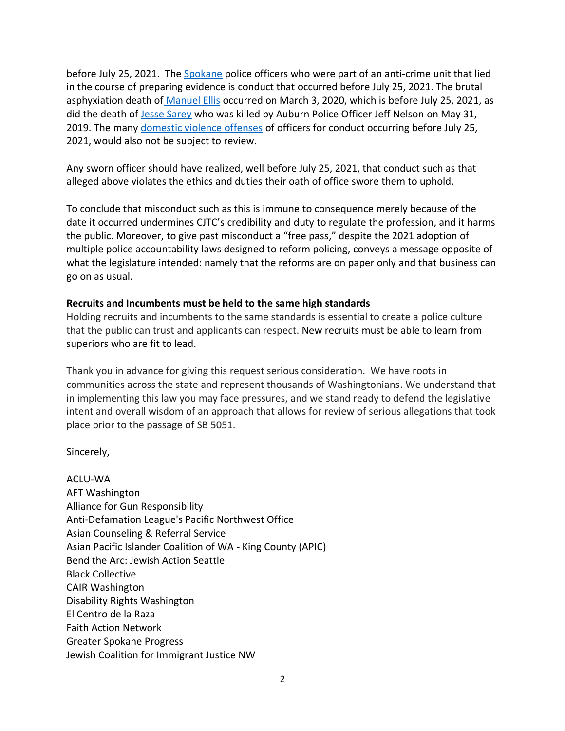before July 25, 2021. The Spokane police officers who were part of an anti-crime unit that lied in the course of preparing evidence is conduct that occurred before July 25, 2021. The brutal asphyxiation death of Manuel Ellis occurred on March 3, 2020, which is before July 25, 2021, as did the death of Jesse Sarey who was killed by Auburn Police Officer Jeff Nelson on May 31, 2019. The many domestic violence offenses of officers for conduct occurring before July 25, 2021, would also not be subject to review.

Any sworn officer should have realized, well before July 25, 2021, that conduct such as that alleged above violates the ethics and duties their oath of office swore them to uphold.

To conclude that misconduct such as this is immune to consequence merely because of the date it occurred undermines CJTC's credibility and duty to regulate the profession, and it harms the public. Moreover, to give past misconduct a "free pass," despite the 2021 adoption of multiple police accountability laws designed to reform policing, conveys a message opposite of what the legislature intended: namely that the reforms are on paper only and that business can go on as usual.

**Recruits and Incumbents must be held to the same high standards**

Holding recruits and incumbents to the same standards is essential to create a police culture that the public can trust and applicants can respect. New recruits must be able to learn from superiors who are fit to lead.

Thank you in advance for giving this request serious consideration. We have roots in communities across the state and represent thousands of Washingtonians. We understand that in implementing this law you may face pressures, and we stand ready to defend the legislative intent and overall wisdom of an approach that allows for review of serious allegations that took place prior to the passage of SB 5051.

Sincerely,

ACLU-WA
AFT Washington
Alliance for Gun Responsibility
Anti-Defamation League's Pacific Northwest Office
Asian Counseling & Referral Service
Asian Pacific Islander Coalition of WA - King County (APIC)
Bend the Arc: Jewish Action Seattle
Black Collective
CAIR Washington
Disability Rights Washington
El Centro de la Raza
Faith Action Network
Greater Spokane Progress
Jewish Coalition for Immigrant Justice NW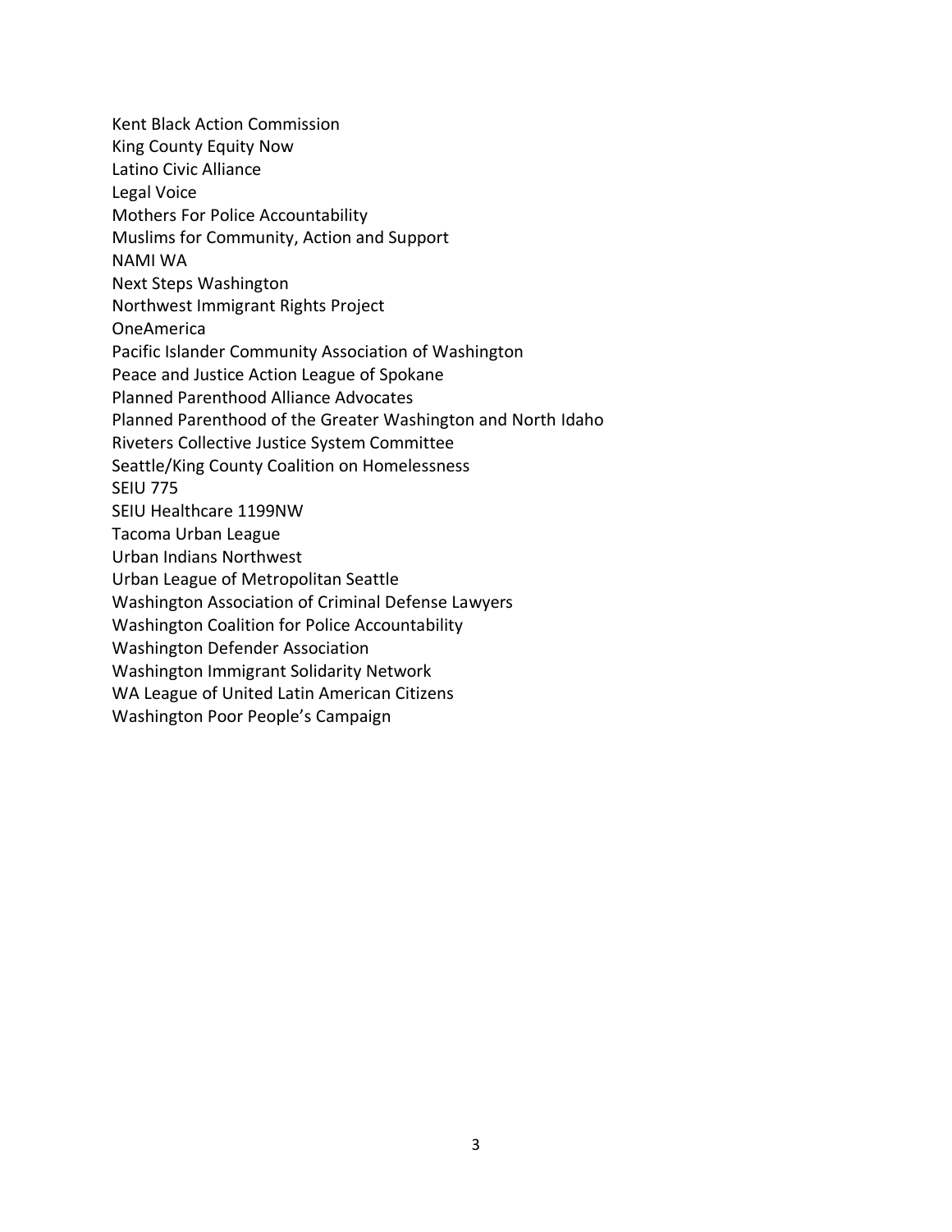Kent Black Action Commission
King County Equity Now
Latino Civic Alliance
Legal Voice
Mothers For Police Accountability
Muslims for Community, Action and Support
NAMI WA
Next Steps Washington
Northwest Immigrant Rights Project
OneAmerica
Pacific Islander Community Association of Washington
Peace and Justice Action League of Spokane
Planned Parenthood Alliance Advocates
Planned Parenthood of the Greater Washington and North Idaho
Riveters Collective Justice System Committee
Seattle/King County Coalition on Homelessness
SEIU 775
SEIU Healthcare 1199NW
Tacoma Urban League
Urban Indians Northwest
Urban League of Metropolitan Seattle
Washington Association of Criminal Defense Lawyers
Washington Coalition for Police Accountability
Washington Defender Association
Washington Immigrant Solidarity Network
WA League of United Latin American Citizens
Washington Poor People's Campaign